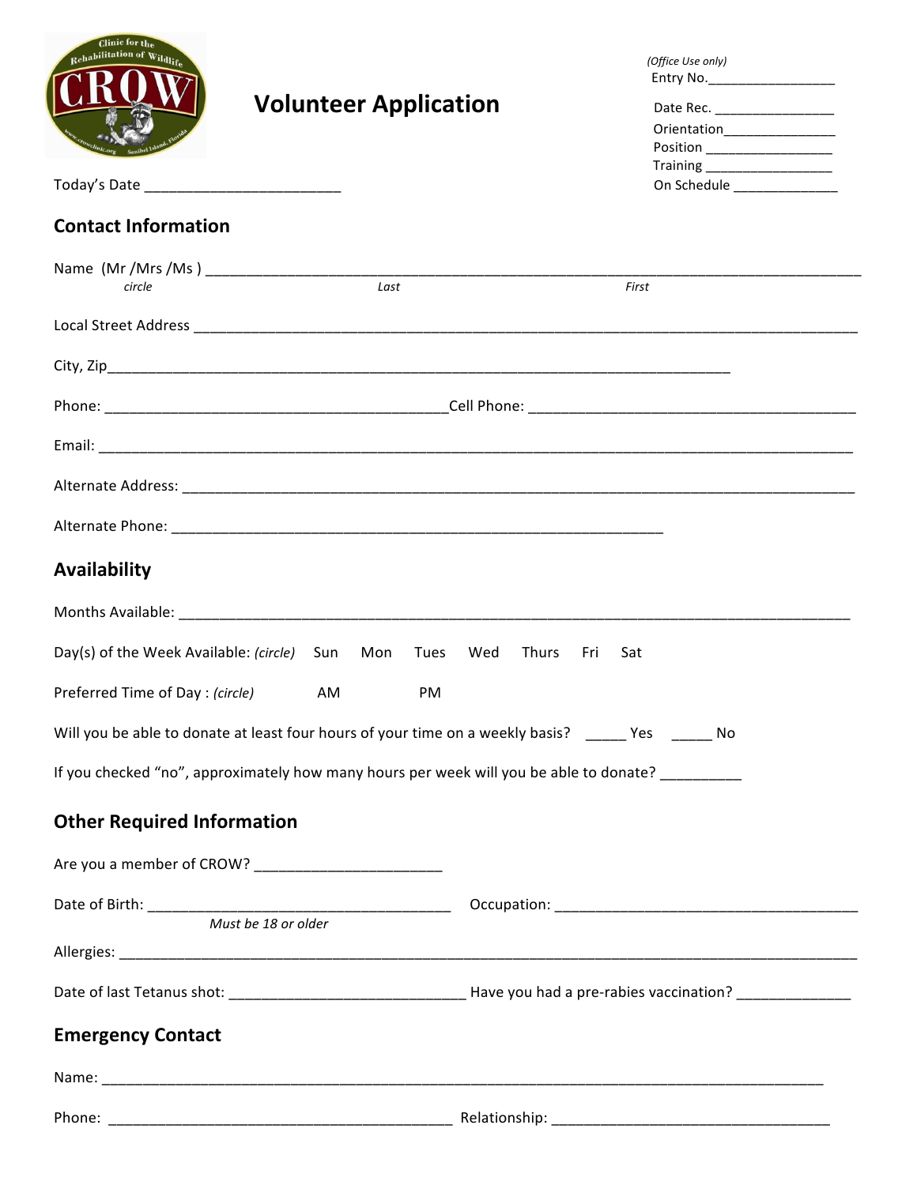# Volunteer Application

*(Office Use only)*
Entry No.________________
Date Rec. ________________
Orientation________________
Position ________________
Training ________________
On Schedule ______________

Today's Date ________________________

## Contact Information

Name (Mr /Mrs /Ms ) ______________________________________________________________________________
*circle* *Last* *First*

Local Street Address ______________________________________________________________________________

City, Zip______________________________________________________________________________

Phone: ________________________________________ Cell Phone: ________________________________________

Email: ______________________________________________________________________________

Alternate Address: ______________________________________________________________________________

Alternate Phone: ___________________________________________________________

## Availability

Months Available: ______________________________________________________________________________

Day(s) of the Week Available: *(circle)* Sun Mon Tues Wed Thurs Fri Sat

Preferred Time of Day : *(circle)* AM PM

Will you be able to donate at least four hours of your time on a weekly basis? _____ Yes _____ No

If you checked "no", approximately how many hours per week will you be able to donate? __________

## Other Required Information

Are you a member of CROW? _______________________

Date of Birth: _____________________________________ Occupation: _____________________________________
*Must be 18 or older*

Allergies: ______________________________________________________________________________

Date of last Tetanus shot: ____________________________ Have you had a pre-rabies vaccination? ______________

## Emergency Contact

Name: ______________________________________________________________________________

Phone: ________________________________________ Relationship: __________________________________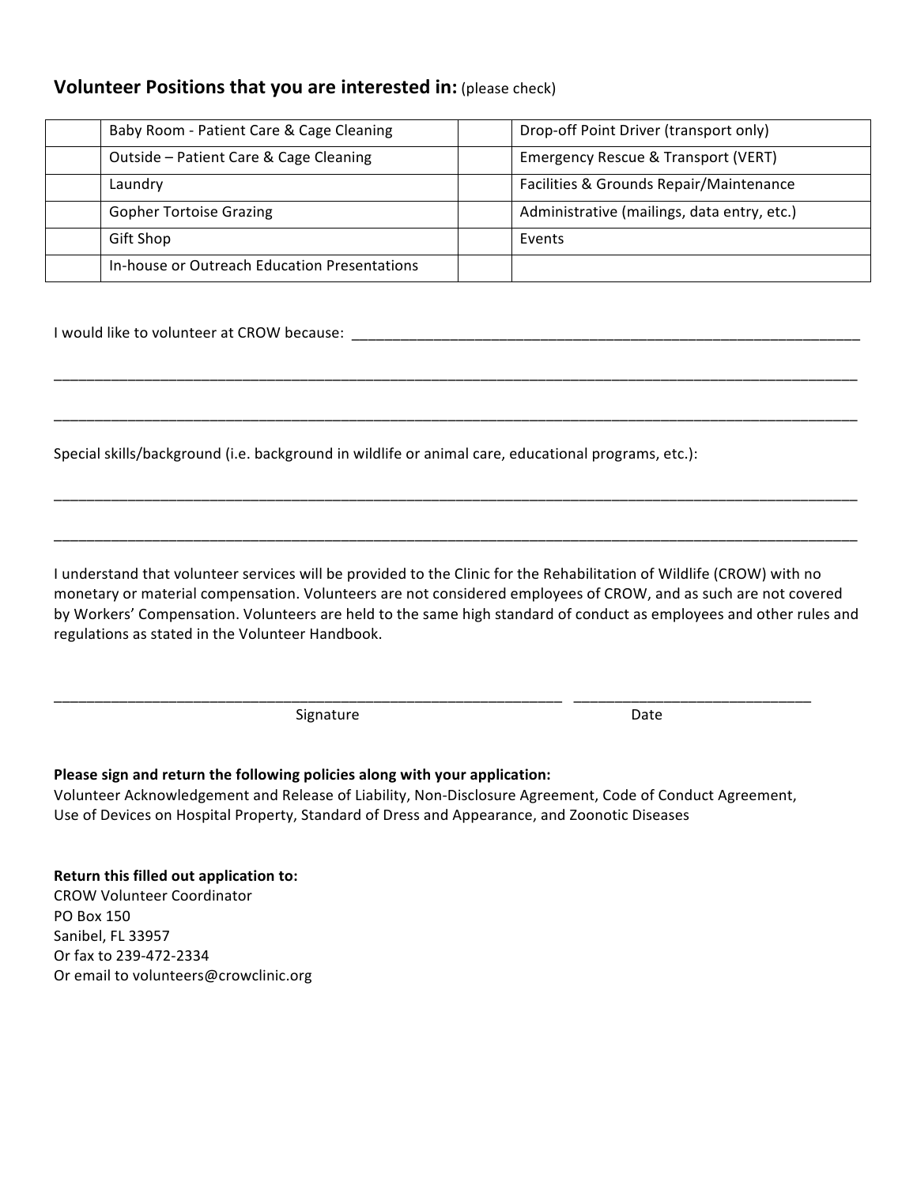## Volunteer Positions that you are interested in: (please check)

| | | | |
|---|---|---|---|
| | Baby Room - Patient Care & Cage Cleaning | | Drop-off Point Driver (transport only) |
| | Outside – Patient Care & Cage Cleaning | | Emergency Rescue & Transport (VERT) |
| | Laundry | | Facilities & Grounds Repair/Maintenance |
| | Gopher Tortoise Grazing | | Administrative (mailings, data entry, etc.) |
| | Gift Shop | | Events |
| | In-house or Outreach Education Presentations | | |

I would like to volunteer at CROW because: ________________________________________________________________

________________________________________________________________________________________________

________________________________________________________________________________________________

Special skills/background (i.e. background in wildlife or animal care, educational programs, etc.):

________________________________________________________________________________________________

________________________________________________________________________________________________

I understand that volunteer services will be provided to the Clinic for the Rehabilitation of Wildlife (CROW) with no monetary or material compensation. Volunteers are not considered employees of CROW, and as such are not covered by Workers' Compensation. Volunteers are held to the same high standard of conduct as employees and other rules and regulations as stated in the Volunteer Handbook.

_______________________________________________________________ _____________________________

Signature Date

**Please sign and return the following policies along with your application:**
Volunteer Acknowledgement and Release of Liability, Non-Disclosure Agreement, Code of Conduct Agreement, Use of Devices on Hospital Property, Standard of Dress and Appearance, and Zoonotic Diseases

**Return this filled out application to:**
CROW Volunteer Coordinator
PO Box 150
Sanibel, FL 33957
Or fax to 239-472-2334
Or email to volunteers@crowclinic.org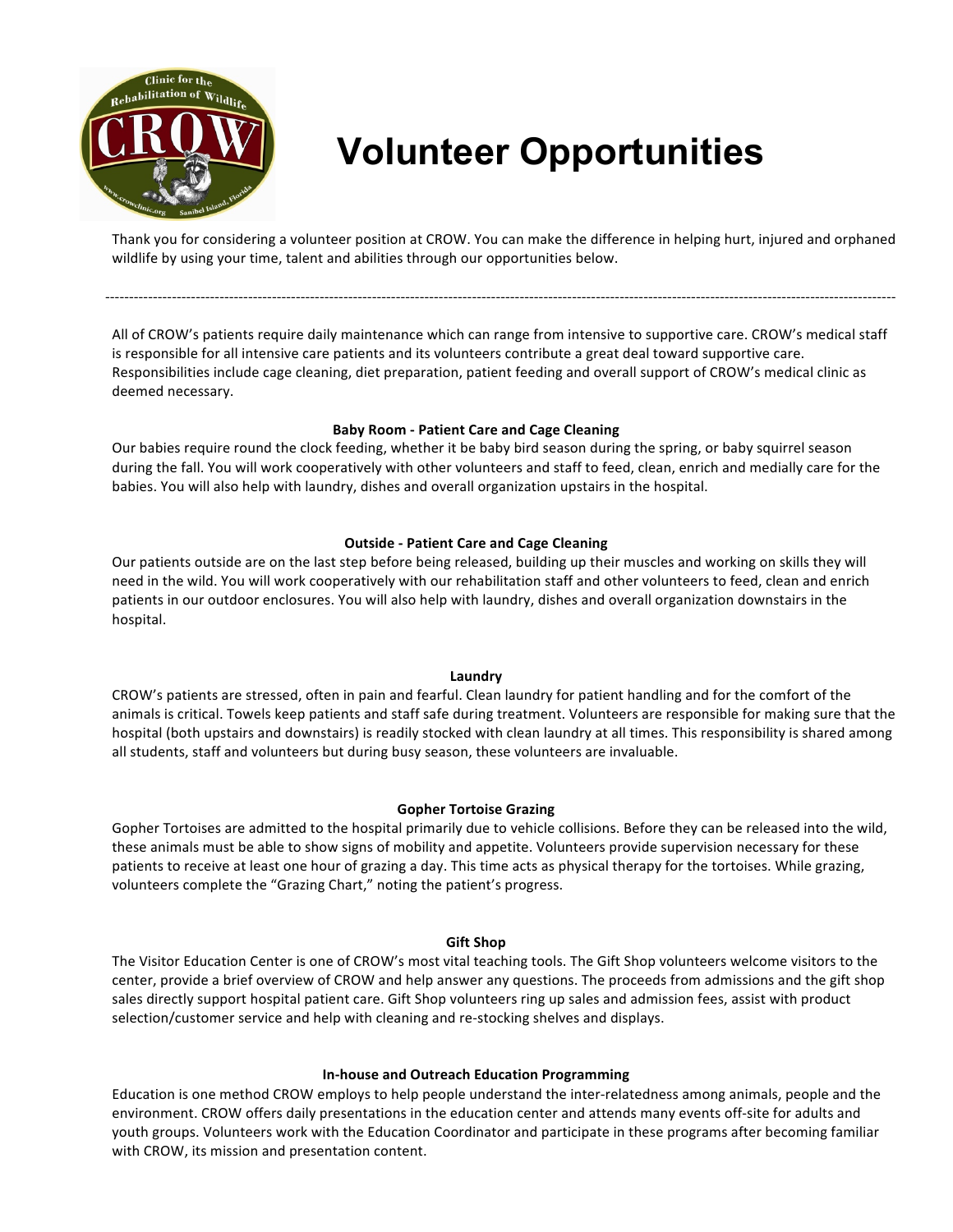# Volunteer Opportunities

Thank you for considering a volunteer position at CROW. You can make the difference in helping hurt, injured and orphaned wildlife by using your time, talent and abilities through our opportunities below.

---

All of CROW's patients require daily maintenance which can range from intensive to supportive care. CROW's medical staff is responsible for all intensive care patients and its volunteers contribute a great deal toward supportive care. Responsibilities include cage cleaning, diet preparation, patient feeding and overall support of CROW's medical clinic as deemed necessary.

**Baby Room - Patient Care and Cage Cleaning**

Our babies require round the clock feeding, whether it be baby bird season during the spring, or baby squirrel season during the fall. You will work cooperatively with other volunteers and staff to feed, clean, enrich and medially care for the babies. You will also help with laundry, dishes and overall organization upstairs in the hospital.

**Outside - Patient Care and Cage Cleaning**

Our patients outside are on the last step before being released, building up their muscles and working on skills they will need in the wild. You will work cooperatively with our rehabilitation staff and other volunteers to feed, clean and enrich patients in our outdoor enclosures. You will also help with laundry, dishes and overall organization downstairs in the hospital.

**Laundry**

CROW's patients are stressed, often in pain and fearful. Clean laundry for patient handling and for the comfort of the animals is critical. Towels keep patients and staff safe during treatment. Volunteers are responsible for making sure that the hospital (both upstairs and downstairs) is readily stocked with clean laundry at all times. This responsibility is shared among all students, staff and volunteers but during busy season, these volunteers are invaluable.

**Gopher Tortoise Grazing**

Gopher Tortoises are admitted to the hospital primarily due to vehicle collisions. Before they can be released into the wild, these animals must be able to show signs of mobility and appetite. Volunteers provide supervision necessary for these patients to receive at least one hour of grazing a day. This time acts as physical therapy for the tortoises. While grazing, volunteers complete the "Grazing Chart," noting the patient's progress.

**Gift Shop**

The Visitor Education Center is one of CROW's most vital teaching tools. The Gift Shop volunteers welcome visitors to the center, provide a brief overview of CROW and help answer any questions. The proceeds from admissions and the gift shop sales directly support hospital patient care. Gift Shop volunteers ring up sales and admission fees, assist with product selection/customer service and help with cleaning and re-stocking shelves and displays.

**In-house and Outreach Education Programming**

Education is one method CROW employs to help people understand the inter-relatedness among animals, people and the environment. CROW offers daily presentations in the education center and attends many events off-site for adults and youth groups. Volunteers work with the Education Coordinator and participate in these programs after becoming familiar with CROW, its mission and presentation content.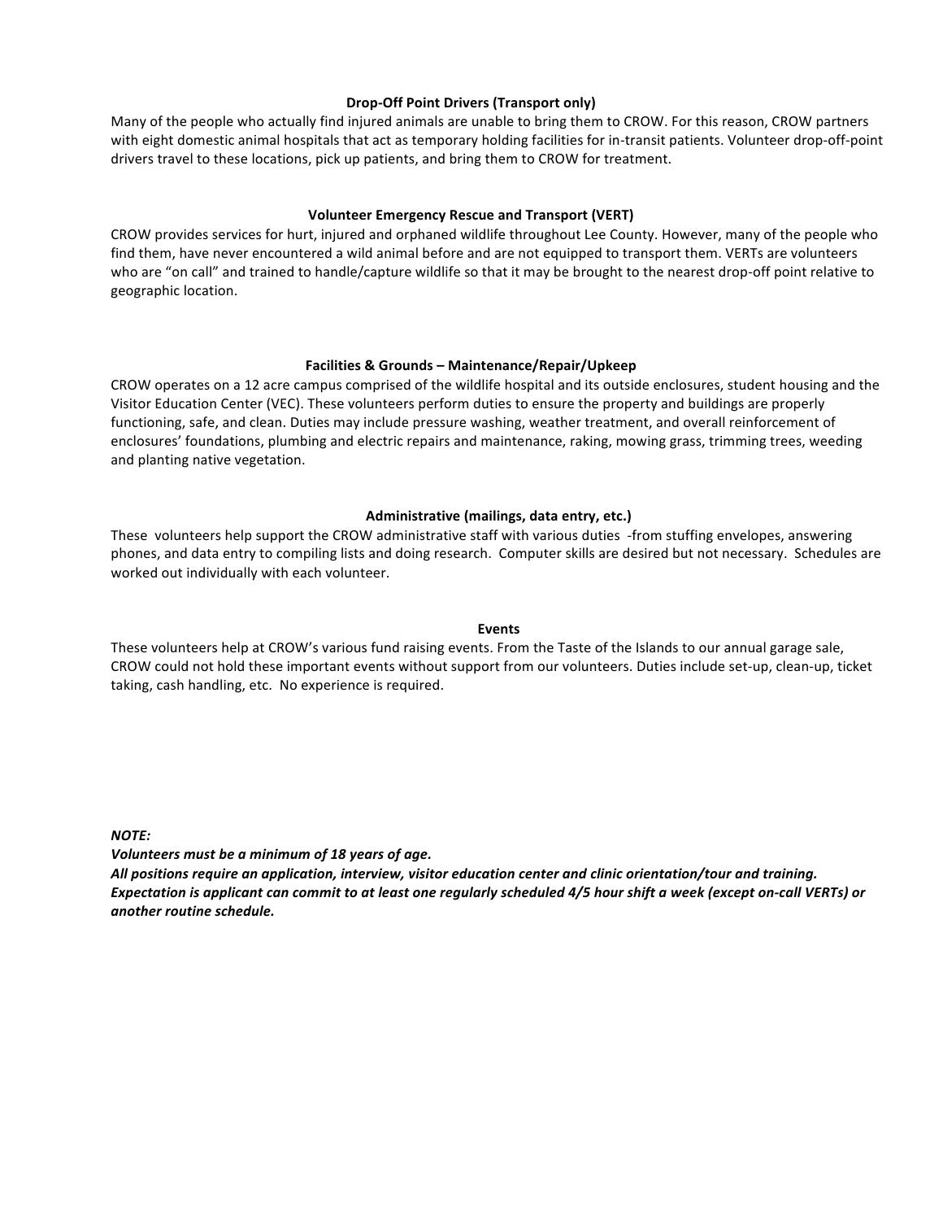### Drop-Off Point Drivers (Transport only)

Many of the people who actually find injured animals are unable to bring them to CROW. For this reason, CROW partners with eight domestic animal hospitals that act as temporary holding facilities for in-transit patients. Volunteer drop-off-point drivers travel to these locations, pick up patients, and bring them to CROW for treatment.

### Volunteer Emergency Rescue and Transport (VERT)

CROW provides services for hurt, injured and orphaned wildlife throughout Lee County. However, many of the people who find them, have never encountered a wild animal before and are not equipped to transport them. VERTs are volunteers who are "on call" and trained to handle/capture wildlife so that it may be brought to the nearest drop-off point relative to geographic location.

### Facilities & Grounds – Maintenance/Repair/Upkeep

CROW operates on a 12 acre campus comprised of the wildlife hospital and its outside enclosures, student housing and the Visitor Education Center (VEC). These volunteers perform duties to ensure the property and buildings are properly functioning, safe, and clean. Duties may include pressure washing, weather treatment, and overall reinforcement of enclosures' foundations, plumbing and electric repairs and maintenance, raking, mowing grass, trimming trees, weeding and planting native vegetation.

### Administrative (mailings, data entry, etc.)

These volunteers help support the CROW administrative staff with various duties -from stuffing envelopes, answering phones, and data entry to compiling lists and doing research. Computer skills are desired but not necessary. Schedules are worked out individually with each volunteer.

### Events

These volunteers help at CROW's various fund raising events. From the Taste of the Islands to our annual garage sale, CROW could not hold these important events without support from our volunteers. Duties include set-up, clean-up, ticket taking, cash handling, etc. No experience is required.

***NOTE:***
***Volunteers must be a minimum of 18 years of age.***
***All positions require an application, interview, visitor education center and clinic orientation/tour and training.***
***Expectation is applicant can commit to at least one regularly scheduled 4/5 hour shift a week (except on-call VERTs) or another routine schedule.***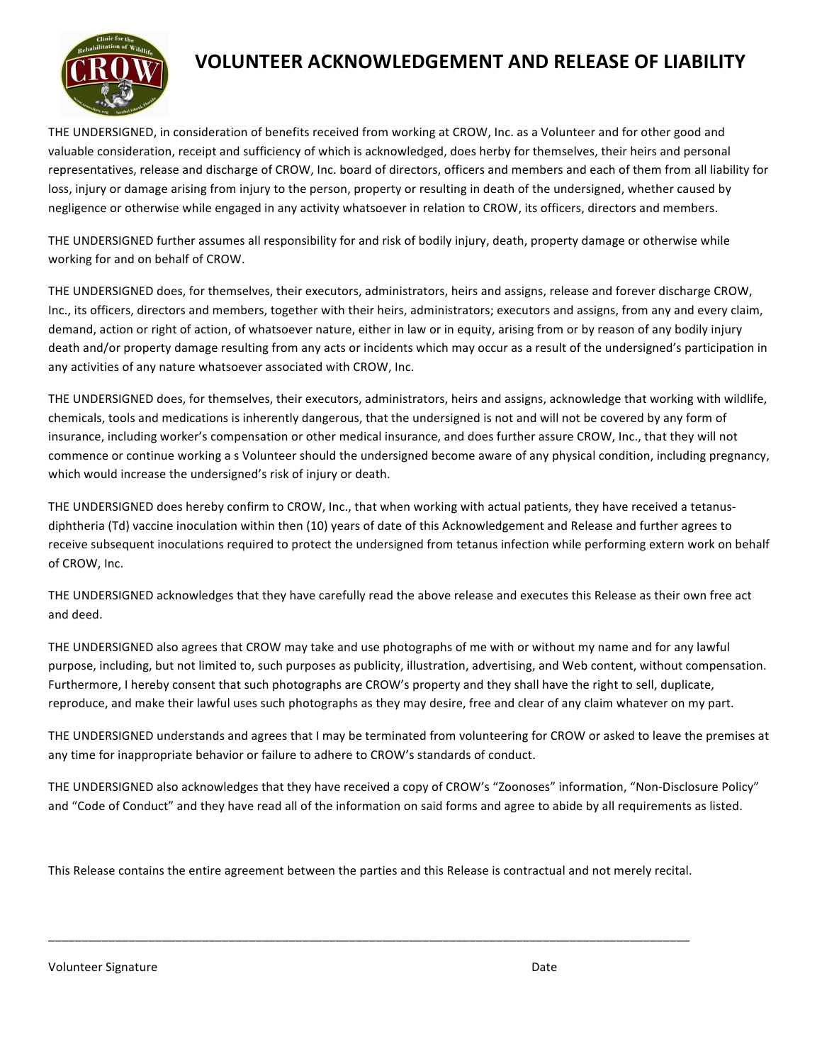# VOLUNTEER ACKNOWLEDGEMENT AND RELEASE OF LIABILITY

THE UNDERSIGNED, in consideration of benefits received from working at CROW, Inc. as a Volunteer and for other good and valuable consideration, receipt and sufficiency of which is acknowledged, does herby for themselves, their heirs and personal representatives, release and discharge of CROW, Inc. board of directors, officers and members and each of them from all liability for loss, injury or damage arising from injury to the person, property or resulting in death of the undersigned, whether caused by negligence or otherwise while engaged in any activity whatsoever in relation to CROW, its officers, directors and members.

THE UNDERSIGNED further assumes all responsibility for and risk of bodily injury, death, property damage or otherwise while working for and on behalf of CROW.

THE UNDERSIGNED does, for themselves, their executors, administrators, heirs and assigns, release and forever discharge CROW, Inc., its officers, directors and members, together with their heirs, administrators; executors and assigns, from any and every claim, demand, action or right of action, of whatsoever nature, either in law or in equity, arising from or by reason of any bodily injury death and/or property damage resulting from any acts or incidents which may occur as a result of the undersigned's participation in any activities of any nature whatsoever associated with CROW, Inc.

THE UNDERSIGNED does, for themselves, their executors, administrators, heirs and assigns, acknowledge that working with wildlife, chemicals, tools and medications is inherently dangerous, that the undersigned is not and will not be covered by any form of insurance, including worker's compensation or other medical insurance, and does further assure CROW, Inc., that they will not commence or continue working a s Volunteer should the undersigned become aware of any physical condition, including pregnancy, which would increase the undersigned's risk of injury or death.

THE UNDERSIGNED does hereby confirm to CROW, Inc., that when working with actual patients, they have received a tetanus-diphtheria (Td) vaccine inoculation within then (10) years of date of this Acknowledgement and Release and further agrees to receive subsequent inoculations required to protect the undersigned from tetanus infection while performing extern work on behalf of CROW, Inc.

THE UNDERSIGNED acknowledges that they have carefully read the above release and executes this Release as their own free act and deed.

THE UNDERSIGNED also agrees that CROW may take and use photographs of me with or without my name and for any lawful purpose, including, but not limited to, such purposes as publicity, illustration, advertising, and Web content, without compensation. Furthermore, I hereby consent that such photographs are CROW's property and they shall have the right to sell, duplicate, reproduce, and make their lawful uses such photographs as they may desire, free and clear of any claim whatever on my part.

THE UNDERSIGNED understands and agrees that I may be terminated from volunteering for CROW or asked to leave the premises at any time for inappropriate behavior or failure to adhere to CROW's standards of conduct.

THE UNDERSIGNED also acknowledges that they have received a copy of CROW's "Zoonoses" information, "Non-Disclosure Policy" and "Code of Conduct" and they have read all of the information on said forms and agree to abide by all requirements as listed.

This Release contains the entire agreement between the parties and this Release is contractual and not merely recital.

_______________________________________________________________________________________________

Volunteer Signature                                                                                                                    Date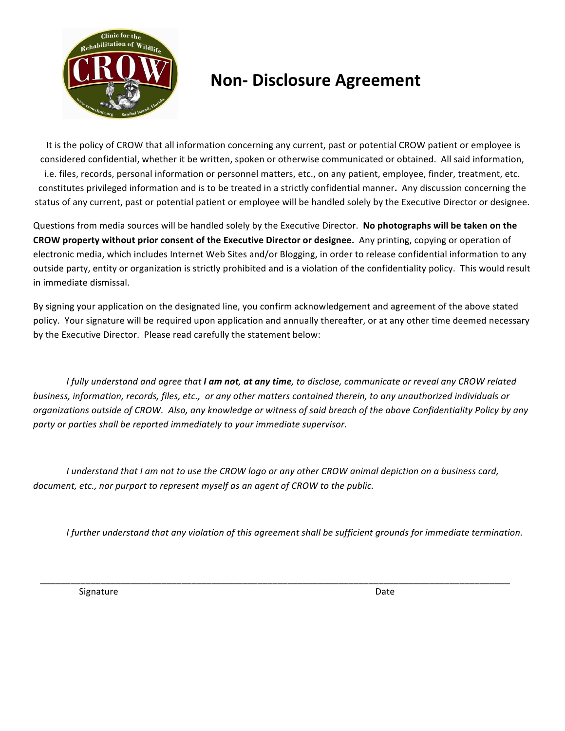# Non- Disclosure Agreement

It is the policy of CROW that all information concerning any current, past or potential CROW patient or employee is considered confidential, whether it be written, spoken or otherwise communicated or obtained. All said information, i.e. files, records, personal information or personnel matters, etc., on any patient, employee, finder, treatment, etc. constitutes privileged information and is to be treated in a strictly confidential manner**.** Any discussion concerning the status of any current, past or potential patient or employee will be handled solely by the Executive Director or designee.

Questions from media sources will be handled solely by the Executive Director. **No photographs will be taken on the CROW property without prior consent of the Executive Director or designee.** Any printing, copying or operation of electronic media, which includes Internet Web Sites and/or Blogging, in order to release confidential information to any outside party, entity or organization is strictly prohibited and is a violation of the confidentiality policy. This would result in immediate dismissal.

By signing your application on the designated line, you confirm acknowledgement and agreement of the above stated policy. Your signature will be required upon application and annually thereafter, or at any other time deemed necessary by the Executive Director. Please read carefully the statement below:

*I fully understand and agree that **I am not, at any time**, to disclose, communicate or reveal any CROW related business, information, records, files, etc., or any other matters contained therein, to any unauthorized individuals or organizations outside of CROW. Also, any knowledge or witness of said breach of the above Confidentiality Policy by any party or parties shall be reported immediately to your immediate supervisor.*

*I understand that I am not to use the CROW logo or any other CROW animal depiction on a business card, document, etc., nor purport to represent myself as an agent of CROW to the public.*

*I further understand that any violation of this agreement shall be sufficient grounds for immediate termination.*

\_\_\_\_\_\_\_\_\_\_\_\_\_\_\_\_\_\_\_\_\_\_\_\_\_\_\_\_\_\_\_\_\_\_\_\_\_\_\_\_\_\_\_\_\_\_\_\_\_\_\_\_\_\_\_\_\_\_\_\_\_\_\_\_\_\_\_\_\_\_\_\_\_\_\_\_\_\_

Signature                                                                                    Date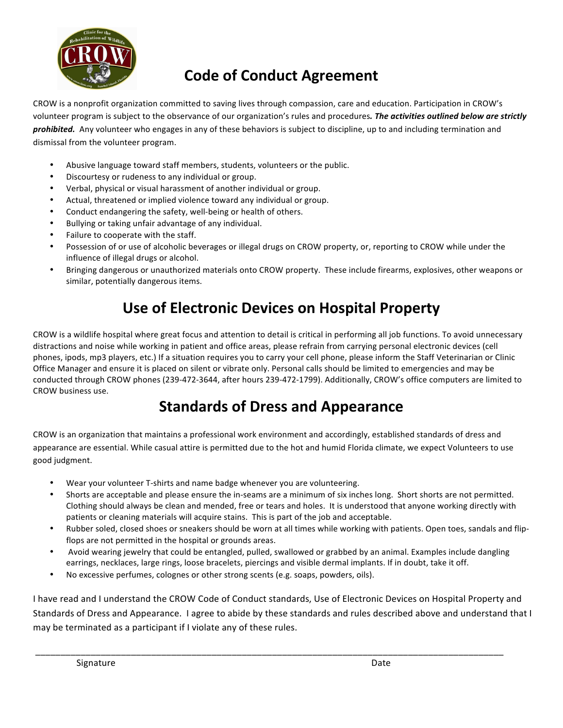# Code of Conduct Agreement

CROW is a nonprofit organization committed to saving lives through compassion, care and education. Participation in CROW's volunteer program is subject to the observance of our organization's rules and procedures***. The activities outlined below are strictly prohibited.*** Any volunteer who engages in any of these behaviors is subject to discipline, up to and including termination and dismissal from the volunteer program.

- Abusive language toward staff members, students, volunteers or the public.
- Discourtesy or rudeness to any individual or group.
- Verbal, physical or visual harassment of another individual or group.
- Actual, threatened or implied violence toward any individual or group.
- Conduct endangering the safety, well-being or health of others.
- Bullying or taking unfair advantage of any individual.
- Failure to cooperate with the staff.
- Possession of or use of alcoholic beverages or illegal drugs on CROW property, or, reporting to CROW while under the influence of illegal drugs or alcohol.
- Bringing dangerous or unauthorized materials onto CROW property. These include firearms, explosives, other weapons or similar, potentially dangerous items.

# Use of Electronic Devices on Hospital Property

CROW is a wildlife hospital where great focus and attention to detail is critical in performing all job functions. To avoid unnecessary distractions and noise while working in patient and office areas, please refrain from carrying personal electronic devices (cell phones, ipods, mp3 players, etc.) If a situation requires you to carry your cell phone, please inform the Staff Veterinarian or Clinic Office Manager and ensure it is placed on silent or vibrate only. Personal calls should be limited to emergencies and may be conducted through CROW phones (239-472-3644, after hours 239-472-1799). Additionally, CROW's office computers are limited to CROW business use.

# Standards of Dress and Appearance

CROW is an organization that maintains a professional work environment and accordingly, established standards of dress and appearance are essential. While casual attire is permitted due to the hot and humid Florida climate, we expect Volunteers to use good judgment.

- Wear your volunteer T-shirts and name badge whenever you are volunteering.
- Shorts are acceptable and please ensure the in-seams are a minimum of six inches long. Short shorts are not permitted. Clothing should always be clean and mended, free or tears and holes. It is understood that anyone working directly with patients or cleaning materials will acquire stains. This is part of the job and acceptable.
- Rubber soled, closed shoes or sneakers should be worn at all times while working with patients. Open toes, sandals and flip-flops are not permitted in the hospital or grounds areas.
- Avoid wearing jewelry that could be entangled, pulled, swallowed or grabbed by an animal. Examples include dangling earrings, necklaces, large rings, loose bracelets, piercings and visible dermal implants. If in doubt, take it off.
- No excessive perfumes, colognes or other strong scents (e.g. soaps, powders, oils).

I have read and I understand the CROW Code of Conduct standards, Use of Electronic Devices on Hospital Property and Standards of Dress and Appearance. I agree to abide by these standards and rules described above and understand that I may be terminated as a participant if I violate any of these rules.

\_\_\_\_\_\_\_\_\_\_\_\_\_\_\_\_\_\_\_\_\_\_\_\_\_\_\_\_\_\_\_\_\_\_\_\_\_\_\_\_\_\_\_\_\_\_\_\_\_\_\_\_\_\_\_\_\_\_\_\_\_\_\_\_\_\_\_\_\_\_

Signature Date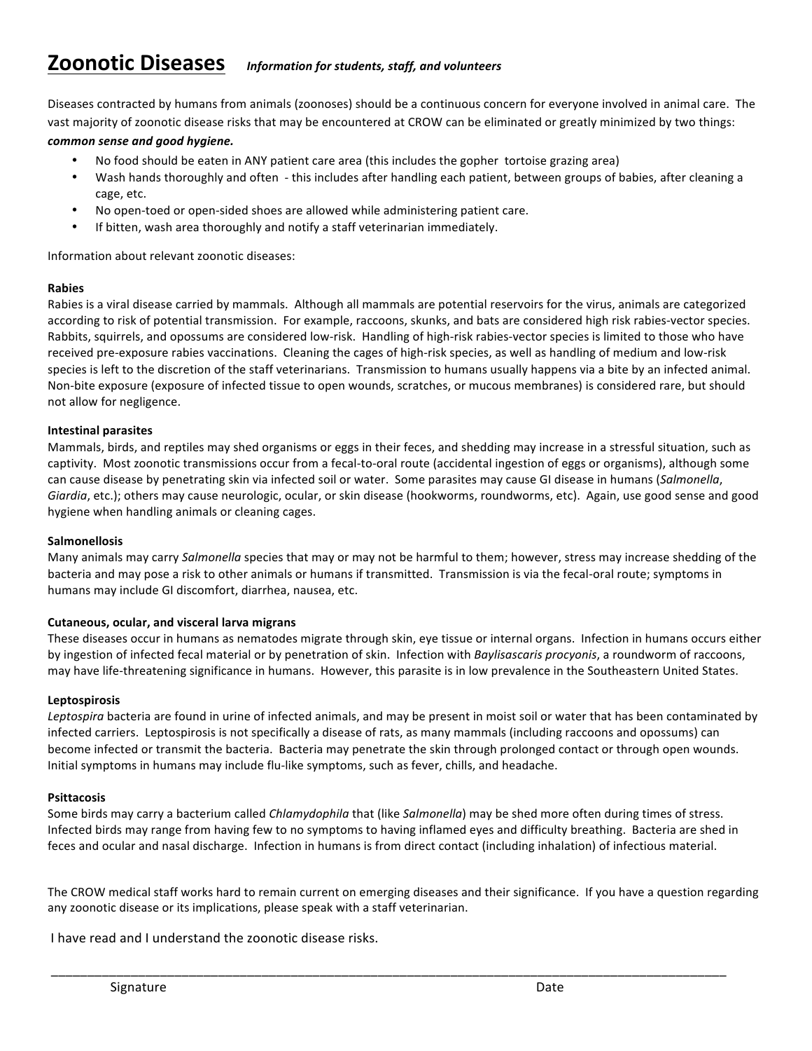# Zoonotic Diseases *Information for students, staff, and volunteers*

Diseases contracted by humans from animals (zoonoses) should be a continuous concern for everyone involved in animal care. The vast majority of zoonotic disease risks that may be encountered at CROW can be eliminated or greatly minimized by two things: ***common sense and good hygiene.***

- No food should be eaten in ANY patient care area (this includes the gopher tortoise grazing area)
- Wash hands thoroughly and often - this includes after handling each patient, between groups of babies, after cleaning a cage, etc.
- No open-toed or open-sided shoes are allowed while administering patient care.
- If bitten, wash area thoroughly and notify a staff veterinarian immediately.

Information about relevant zoonotic diseases:

**Rabies**

Rabies is a viral disease carried by mammals. Although all mammals are potential reservoirs for the virus, animals are categorized according to risk of potential transmission. For example, raccoons, skunks, and bats are considered high risk rabies-vector species. Rabbits, squirrels, and opossums are considered low-risk. Handling of high-risk rabies-vector species is limited to those who have received pre-exposure rabies vaccinations. Cleaning the cages of high-risk species, as well as handling of medium and low-risk species is left to the discretion of the staff veterinarians. Transmission to humans usually happens via a bite by an infected animal. Non-bite exposure (exposure of infected tissue to open wounds, scratches, or mucous membranes) is considered rare, but should not allow for negligence.

**Intestinal parasites**

Mammals, birds, and reptiles may shed organisms or eggs in their feces, and shedding may increase in a stressful situation, such as captivity. Most zoonotic transmissions occur from a fecal-to-oral route (accidental ingestion of eggs or organisms), although some can cause disease by penetrating skin via infected soil or water. Some parasites may cause GI disease in humans (*Salmonella*, *Giardia*, etc.); others may cause neurologic, ocular, or skin disease (hookworms, roundworms, etc). Again, use good sense and good hygiene when handling animals or cleaning cages.

**Salmonellosis**

Many animals may carry *Salmonella* species that may or may not be harmful to them; however, stress may increase shedding of the bacteria and may pose a risk to other animals or humans if transmitted. Transmission is via the fecal-oral route; symptoms in humans may include GI discomfort, diarrhea, nausea, etc.

**Cutaneous, ocular, and visceral larva migrans**

These diseases occur in humans as nematodes migrate through skin, eye tissue or internal organs. Infection in humans occurs either by ingestion of infected fecal material or by penetration of skin. Infection with *Baylisascaris procyonis*, a roundworm of raccoons, may have life-threatening significance in humans. However, this parasite is in low prevalence in the Southeastern United States.

**Leptospirosis**

*Leptospira* bacteria are found in urine of infected animals, and may be present in moist soil or water that has been contaminated by infected carriers. Leptospirosis is not specifically a disease of rats, as many mammals (including raccoons and opossums) can become infected or transmit the bacteria. Bacteria may penetrate the skin through prolonged contact or through open wounds. Initial symptoms in humans may include flu-like symptoms, such as fever, chills, and headache.

**Psittacosis**

Some birds may carry a bacterium called *Chlamydophila* that (like *Salmonella*) may be shed more often during times of stress. Infected birds may range from having few to no symptoms to having inflamed eyes and difficulty breathing. Bacteria are shed in feces and ocular and nasal discharge. Infection in humans is from direct contact (including inhalation) of infectious material.

The CROW medical staff works hard to remain current on emerging diseases and their significance. If you have a question regarding any zoonotic disease or its implications, please speak with a staff veterinarian.

I have read and I understand the zoonotic disease risks.

\_\_\_\_\_\_\_\_\_\_\_\_\_\_\_\_\_\_\_\_\_\_\_\_\_\_\_\_\_\_\_\_\_\_\_\_\_\_\_\_\_\_\_\_\_\_\_\_\_\_\_\_\_\_\_\_\_\_\_\_\_\_\_\_\_\_\_\_\_\_\_\_\_\_\_\_\_\_

Signature　　　　　　　　　　　　　　　　　　　　　　Date